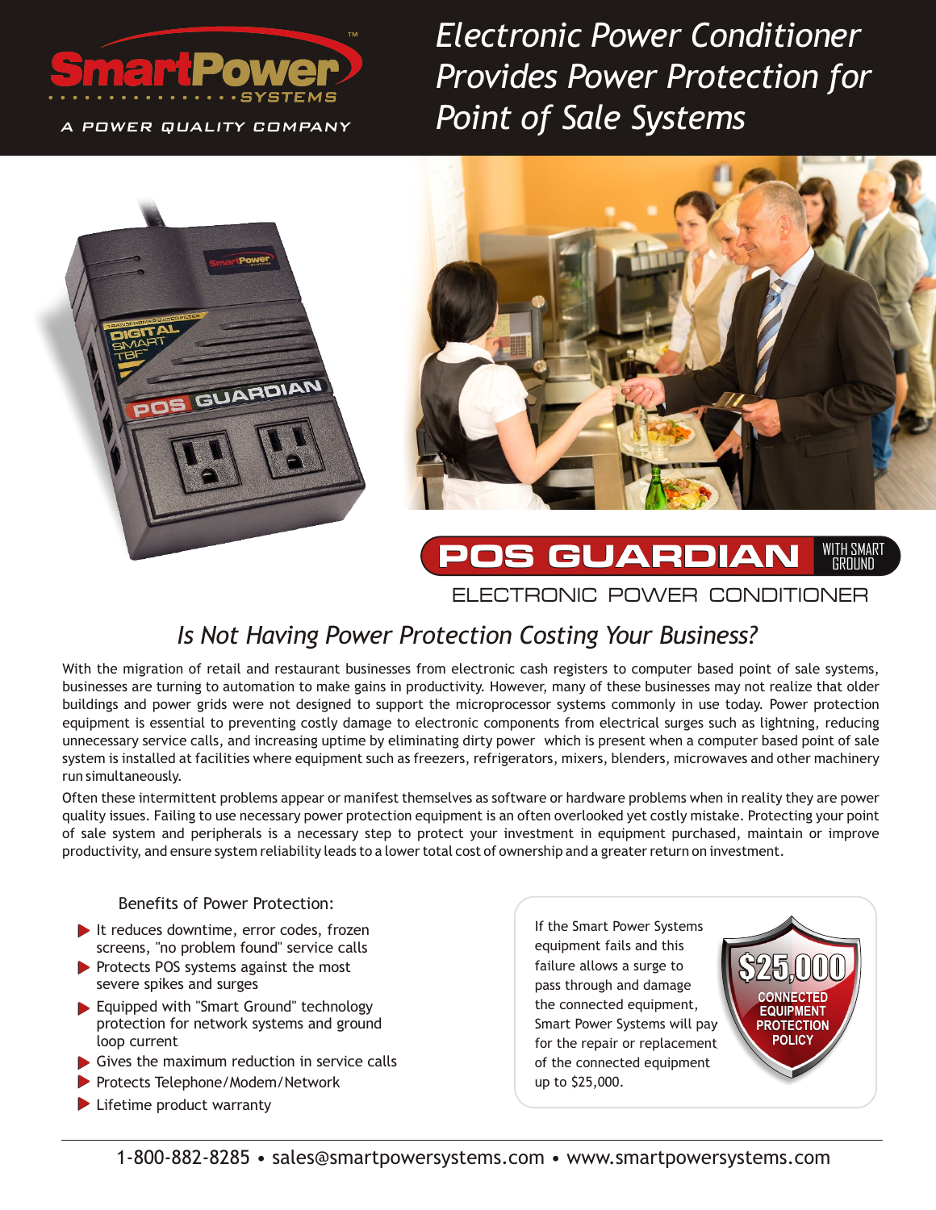SmartPower SYSTEMS™

A POWER QUALITY COMPANY

# Electronic Power Conditioner Provides Power Protection for Point of Sale Systems

## POS GUARDIAN WITH SMART GROUND

ELECTRONIC POWER CONDITIONER

## *Is Not Having Power Protection Costing Your Business?*

With the migration of retail and restaurant businesses from electronic cash registers to computer based point of sale systems, businesses are turning to automation to make gains in productivity. However, many of these businesses may not realize that older buildings and power grids were not designed to support the microprocessor systems commonly in use today. Power protection equipment is essential to preventing costly damage to electronic components from electrical surges such as lightning, reducing unnecessary service calls, and increasing uptime by eliminating dirty power which is present when a computer based point of sale system is installed at facilities where equipment such as freezers, refrigerators, mixers, blenders, microwaves and other machinery run simultaneously.

Often these intermittent problems appear or manifest themselves as software or hardware problems when in reality they are power quality issues. Failing to use necessary power protection equipment is an often overlooked yet costly mistake. Protecting your point of sale system and peripherals is a necessary step to protect your investment in equipment purchased, maintain or improve productivity, and ensure system reliability leads to a lower total cost of ownership and a greater return on investment.

### Benefits of Power Protection:

- It reduces downtime, error codes, frozen screens, "no problem found" service calls
- Protects POS systems against the most severe spikes and surges
- Equipped with "Smart Ground" technology protection for network systems and ground loop current
- Gives the maximum reduction in service calls
- Protects Telephone/Modem/Network
- Lifetime product warranty

If the Smart Power Systems equipment fails and this failure allows a surge to pass through and damage the connected equipment, Smart Power Systems will pay for the repair or replacement of the connected equipment up to $25,000.

**$25,000 CONNECTED EQUIPMENT PROTECTION POLICY**

1-800-882-8285 • sales@smartpowersystems.com • www.smartpowersystems.com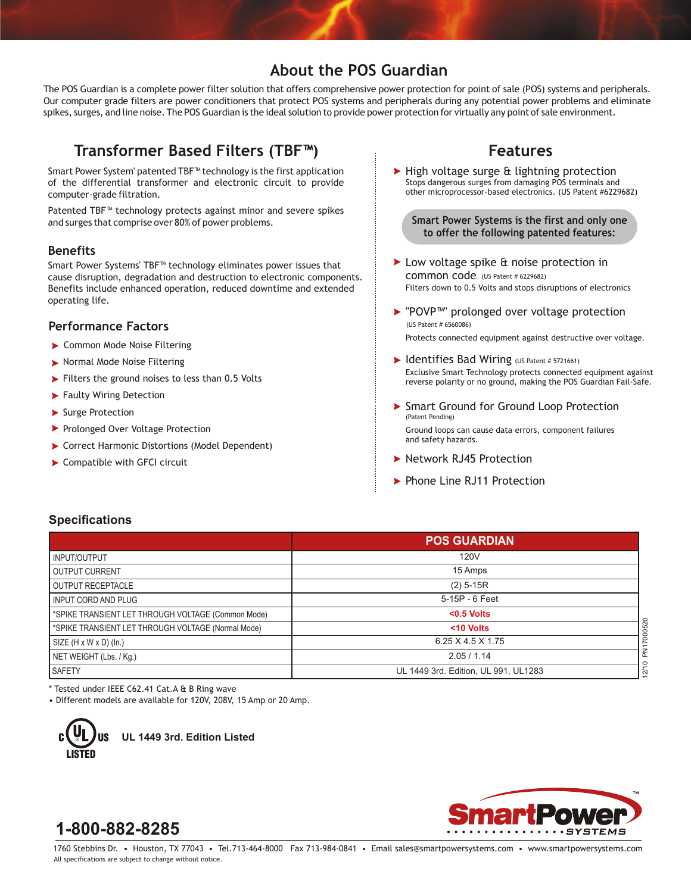## About the POS Guardian

The POS Guardian is a complete power filter solution that offers comprehensive power protection for point of sale (POS) systems and peripherals. Our computer grade filters are power conditioners that protect POS systems and peripherals during any potential power problems and eliminate spikes, surges, and line noise. The POS Guardian is the ideal solution to provide power protection for virtually any point of sale environment.

## Transformer Based Filters (TBF™)

Smart Power System' patented TBF™ technology is the first application of the differential transformer and electronic circuit to provide computer-grade filtration.

Patented TBF™ technology protects against minor and severe spikes and surges that comprise over 80% of power problems.

### Benefits

Smart Power Systems' TBF™ technology eliminates power issues that cause disruption, degradation and destruction to electronic components. Benefits include enhanced operation, reduced downtime and extended operating life.

### Performance Factors

- Common Mode Noise Filtering
- Normal Mode Noise Filtering
- Filters the ground noises to less than 0.5 Volts
- Faulty Wiring Detection
- Surge Protection
- Prolonged Over Voltage Protection
- Correct Harmonic Distortions (Model Dependent)
- Compatible with GFCI circuit

## Features

- **High voltage surge & lightning protection**
  Stops dangerous surges from damaging POS terminals and other microprocessor-based electronics. (US Patent #6229682)

**Smart Power Systems is the first and only one to offer the following patented features:**

- **Low voltage spike & noise protection in common code** (US Patent # 6229682)
  Filters down to 0.5 Volts and stops disruptions of electronics
- **"POVP™" prolonged over voltage protection** (US Patent # 6560086)
  Protects connected equipment against destructive over voltage.
- **Identifies Bad Wiring** (US Patent # 5721661)
  Exclusive Smart Technology protects connected equipment against reverse polarity or no ground, making the POS Guardian Fail-Safe.
- **Smart Ground for Ground Loop Protection** (Patent Pending)
  Ground loops can cause data errors, component failures and safety hazards.
- **Network RJ45 Protection**
- **Phone Line RJ11 Protection**

### Specifications

| | POS GUARDIAN |
|---|---|
| INPUT/OUTPUT | 120V |
| OUTPUT CURRENT | 15 Amps |
| OUTPUT RECEPTACLE | (2) 5-15R |
| INPUT CORD AND PLUG | 5-15P - 6 Feet |
| *SPIKE TRANSIENT LET THROUGH VOLTAGE (Common Mode) | **<0.5 Volts** |
| *SPIKE TRANSIENT LET THROUGH VOLTAGE (Normal Mode) | **<10 Volts** |
| SIZE (H x W x D) (In.) | 6.25 X 4.5 X 1.75 |
| NET WEIGHT (Lbs. / Kg.) | 2.05 / 1.14 |
| SAFETY | UL 1449 3rd. Edition, UL 991, UL1283 |

12/10 PN17000520

\* Tested under IEEE C62.41 Cat.A & B Ring wave
• Different models are available for 120V, 208V, 15 Amp or 20 Amp.

c UL us LISTED **UL 1449 3rd. Edition Listed**

**1-800-882-8285**

SmartPower SYSTEMS™

1760 Stebbins Dr. • Houston, TX 77043 • Tel.713-464-8000 Fax 713-984-0841 • Email sales@smartpowersystems.com • www.smartpowersystems.com
All specifications are subject to change without notice.